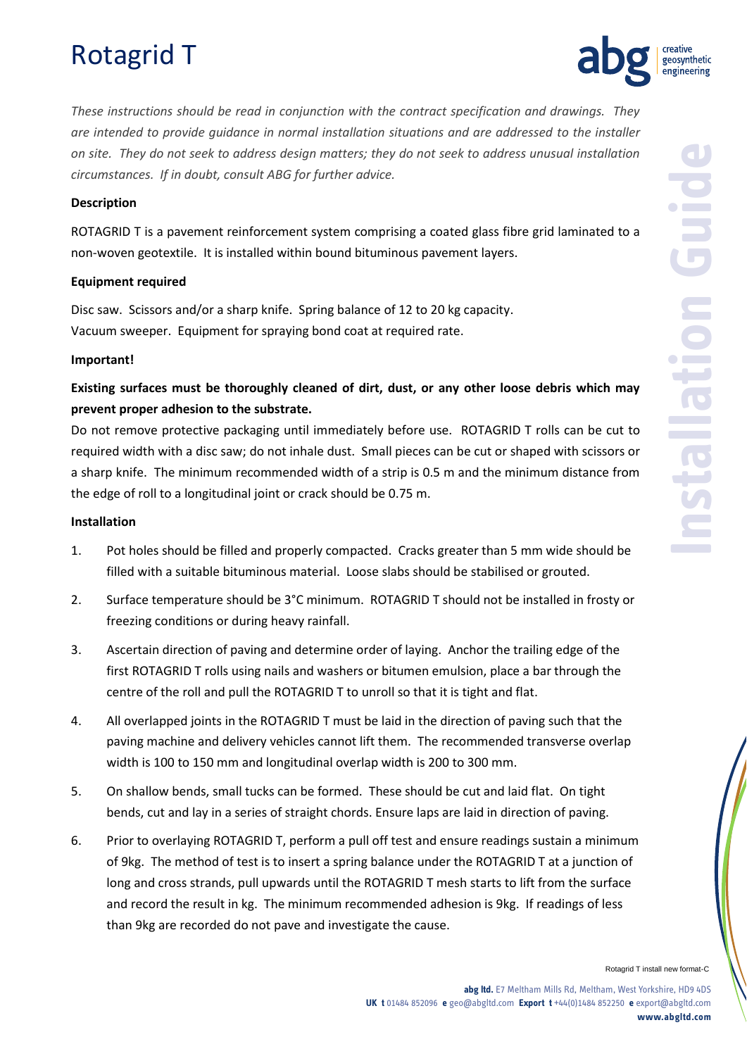# Rotagrid T

*These instructions should be read in conjunction with the contract specification and drawings. They are intended to provide guidance in normal installation situations and are addressed to the installer on site. They do not seek to address design matters; they do not seek to address unusual installation circumstances. If in doubt, consult ABG for further advice.*

**Description**

ROTAGRID T is a pavement reinforcement system comprising a coated glass fibre grid laminated to a non-woven geotextile. It is installed within bound bituminous pavement layers.

**Equipment required**

Disc saw. Scissors and/or a sharp knife. Spring balance of 12 to 20 kg capacity.
Vacuum sweeper. Equipment for spraying bond coat at required rate.

**Important!**

**Existing surfaces must be thoroughly cleaned of dirt, dust, or any other loose debris which may prevent proper adhesion to the substrate.**

Do not remove protective packaging until immediately before use. ROTAGRID T rolls can be cut to required width with a disc saw; do not inhale dust. Small pieces can be cut or shaped with scissors or a sharp knife. The minimum recommended width of a strip is 0.5 m and the minimum distance from the edge of roll to a longitudinal joint or crack should be 0.75 m.

**Installation**

1. Pot holes should be filled and properly compacted. Cracks greater than 5 mm wide should be filled with a suitable bituminous material. Loose slabs should be stabilised or grouted.
2. Surface temperature should be 3°C minimum. ROTAGRID T should not be installed in frosty or freezing conditions or during heavy rainfall.
3. Ascertain direction of paving and determine order of laying. Anchor the trailing edge of the first ROTAGRID T rolls using nails and washers or bitumen emulsion, place a bar through the centre of the roll and pull the ROTAGRID T to unroll so that it is tight and flat.
4. All overlapped joints in the ROTAGRID T must be laid in the direction of paving such that the paving machine and delivery vehicles cannot lift them. The recommended transverse overlap width is 100 to 150 mm and longitudinal overlap width is 200 to 300 mm.
5. On shallow bends, small tucks can be formed. These should be cut and laid flat. On tight bends, cut and lay in a series of straight chords. Ensure laps are laid in direction of paving.
6. Prior to overlaying ROTAGRID T, perform a pull off test and ensure readings sustain a minimum of 9kg. The method of test is to insert a spring balance under the ROTAGRID T at a junction of long and cross strands, pull upwards until the ROTAGRID T mesh starts to lift from the surface and record the result in kg. The minimum recommended adhesion is 9kg. If readings of less than 9kg are recorded do not pave and investigate the cause.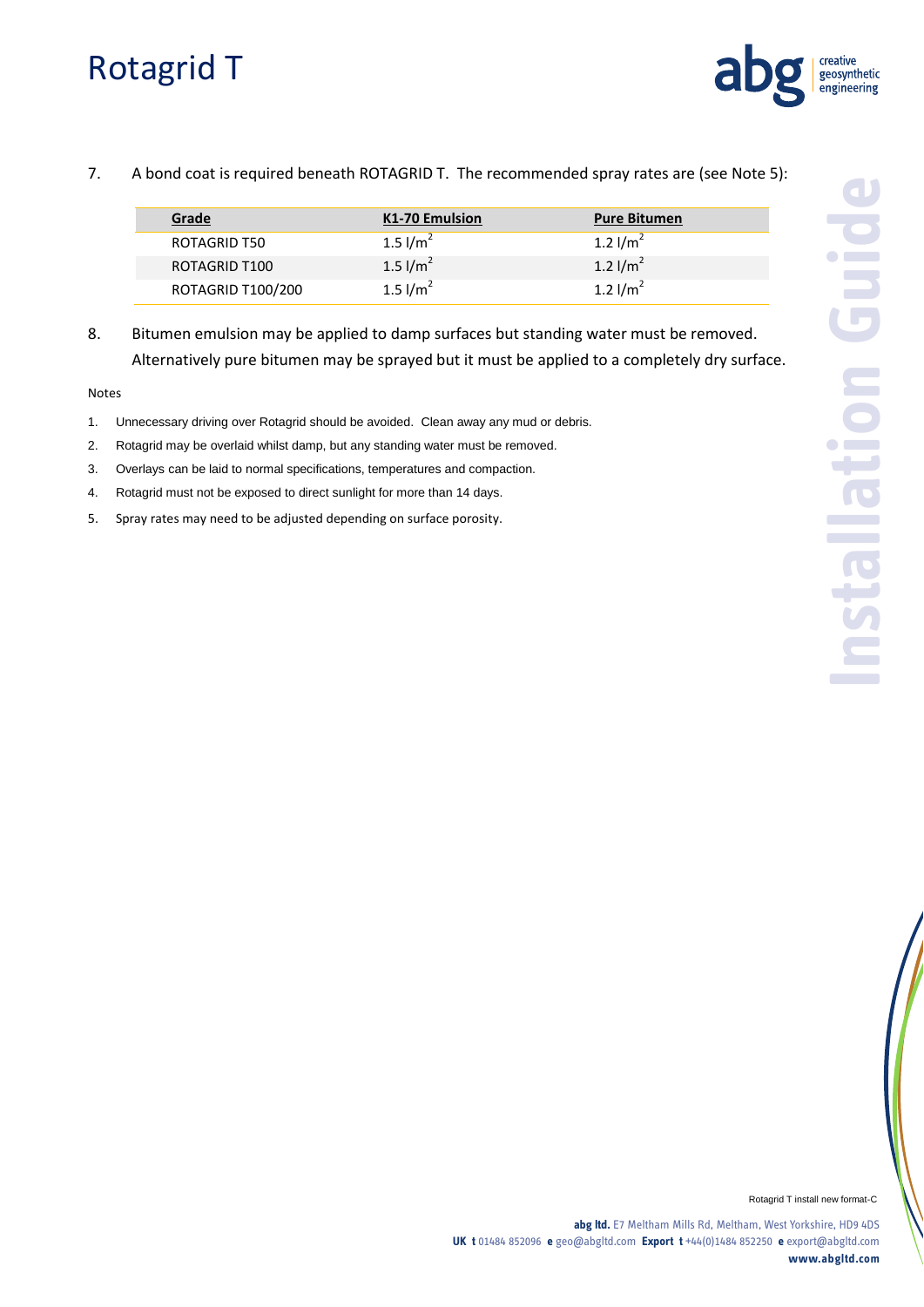7. A bond coat is required beneath ROTAGRID T. The recommended spray rates are (see Note 5):

| Grade | K1-70 Emulsion | Pure Bitumen |
| --- | --- | --- |
| ROTAGRID T50 | 1.5 l/m$^2$ | 1.2 l/m$^2$ |
| ROTAGRID T100 | 1.5 l/m$^2$ | 1.2 l/m$^2$ |
| ROTAGRID T100/200 | 1.5 l/m$^2$ | 1.2 l/m$^2$ |

8. Bitumen emulsion may be applied to damp surfaces but standing water must be removed. Alternatively pure bitumen may be sprayed but it must be applied to a completely dry surface.

Notes

1. Unnecessary driving over Rotagrid should be avoided. Clean away any mud or debris.
2. Rotagrid may be overlaid whilst damp, but any standing water must be removed.
3. Overlays can be laid to normal specifications, temperatures and compaction.
4. Rotagrid must not be exposed to direct sunlight for more than 14 days.
5. Spray rates may need to be adjusted depending on surface porosity.

Rotagrid T install new format-C

**abg ltd.** E7 Meltham Mills Rd, Meltham, West Yorkshire, HD9 4DS
**UK t** 01484 852096 **e** geo@abgltd.com **Export t** +44(0)1484 852250 **e** export@abgltd.com
**www.abgltd.com**